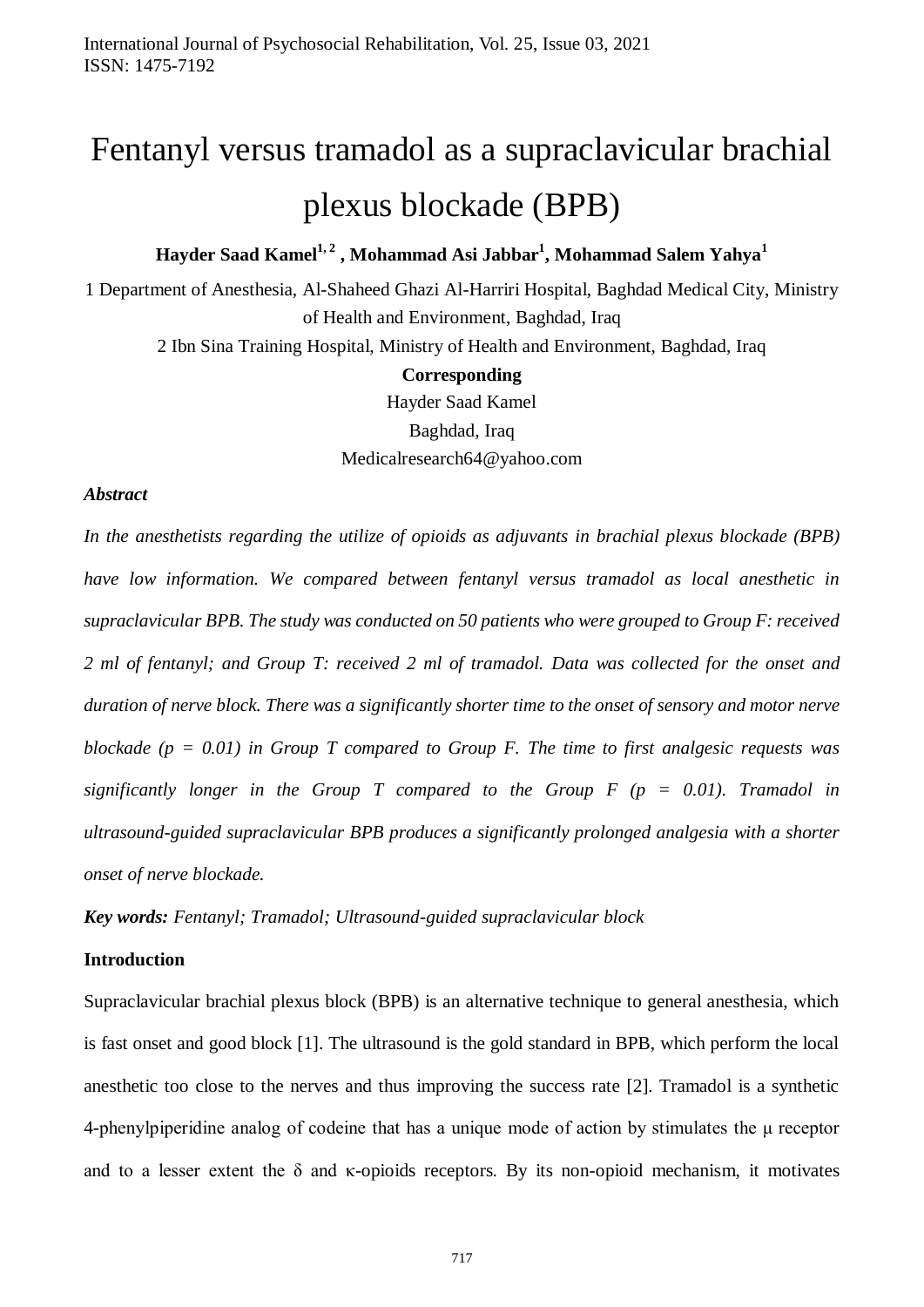# Fentanyl versus tramadol as a supraclavicular brachial plexus blockade (BPB)

**Hayder Saad Kamel[1, 2] , Mohammad Asi Jabbar[1], Mohammad Salem Yahya[1]**

1 Department of Anesthesia, Al-Shaheed Ghazi Al-Harriri Hospital, Baghdad Medical City, Ministry of Health and Environment, Baghdad, Iraq

2 Ibn Sina Training Hospital, Ministry of Health and Environment, Baghdad, Iraq

**Corresponding**

Hayder Saad Kamel

Baghdad, Iraq

Medicalresearch64@yahoo.com

***Abstract***

*In the anesthetists regarding the utilize of opioids as adjuvants in brachial plexus blockade (BPB) have low information. We compared between fentanyl versus tramadol as local anesthetic in supraclavicular BPB. The study was conducted on 50 patients who were grouped to Group F: received 2 ml of fentanyl; and Group T: received 2 ml of tramadol. Data was collected for the onset and duration of nerve block. There was a significantly shorter time to the onset of sensory and motor nerve blockade ($p = 0.01$) in Group T compared to Group F. The time to first analgesic requests was significantly longer in the Group T compared to the Group F ($p = 0.01$). Tramadol in ultrasound-guided supraclavicular BPB produces a significantly prolonged analgesia with a shorter onset of nerve blockade.*

***Key words:*** *Fentanyl; Tramadol; Ultrasound-guided supraclavicular block*

**Introduction**

Supraclavicular brachial plexus block (BPB) is an alternative technique to general anesthesia, which is fast onset and good block [1]. The ultrasound is the gold standard in BPB, which perform the local anesthetic too close to the nerves and thus improving the success rate [2]. Tramadol is a synthetic 4-phenylpiperidine analog of codeine that has a unique mode of action by stimulates the μ receptor and to a lesser extent the δ and κ-opioids receptors. By its non-opioid mechanism, it motivates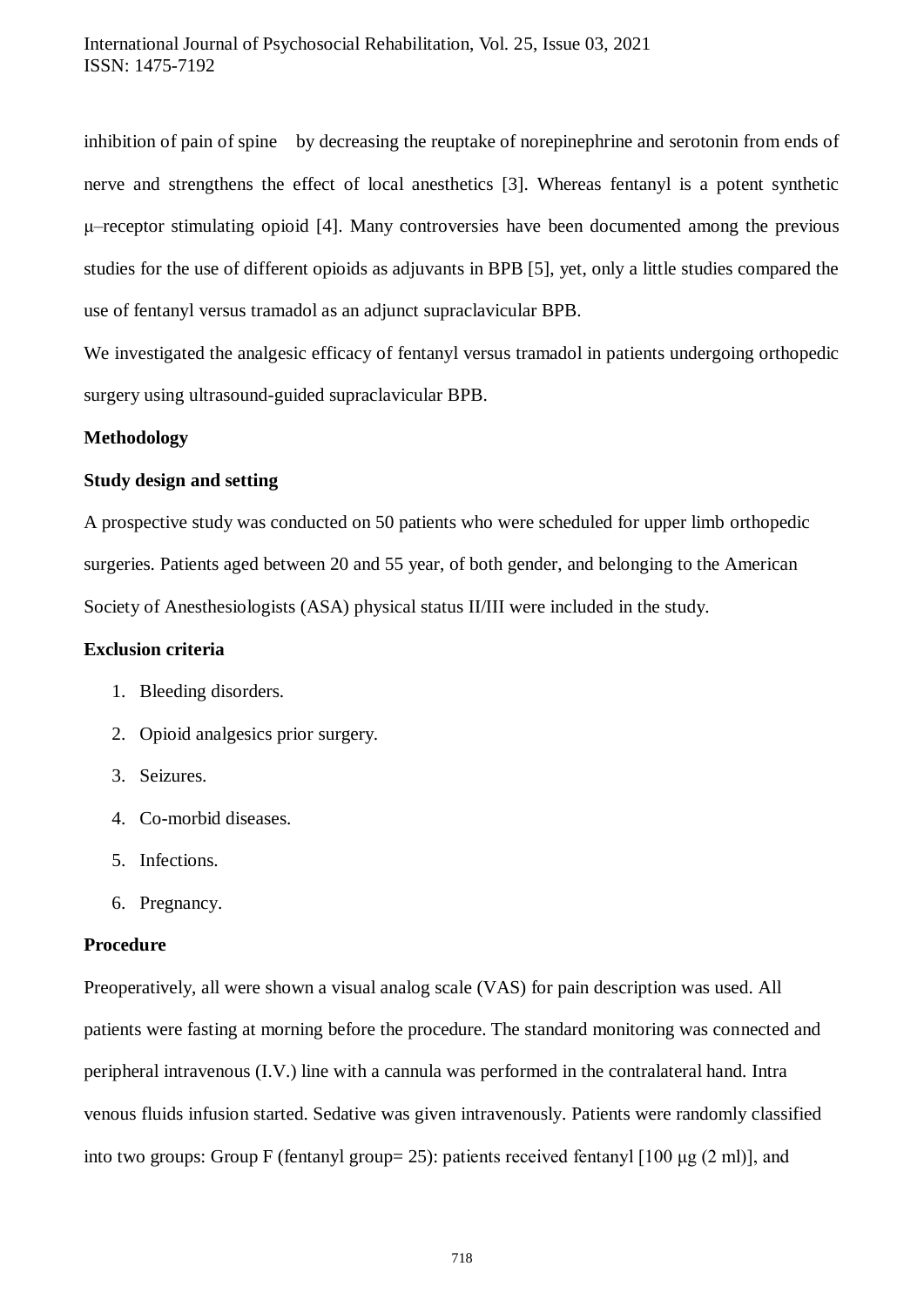inhibition of pain of spine by decreasing the reuptake of norepinephrine and serotonin from ends of nerve and strengthens the effect of local anesthetics [3]. Whereas fentanyl is a potent synthetic μ–receptor stimulating opioid [4]. Many controversies have been documented among the previous studies for the use of different opioids as adjuvants in BPB [5], yet, only a little studies compared the use of fentanyl versus tramadol as an adjunct supraclavicular BPB.

We investigated the analgesic efficacy of fentanyl versus tramadol in patients undergoing orthopedic surgery using ultrasound-guided supraclavicular BPB.

**Methodology**

**Study design and setting**

A prospective study was conducted on 50 patients who were scheduled for upper limb orthopedic surgeries. Patients aged between 20 and 55 year, of both gender, and belonging to the American Society of Anesthesiologists (ASA) physical status II/III were included in the study.

**Exclusion criteria**

1. Bleeding disorders.
2. Opioid analgesics prior surgery.
3. Seizures.
4. Co-morbid diseases.
5. Infections.
6. Pregnancy.

**Procedure**

Preoperatively, all were shown a visual analog scale (VAS) for pain description was used. All patients were fasting at morning before the procedure. The standard monitoring was connected and peripheral intravenous (I.V.) line with a cannula was performed in the contralateral hand. Intra venous fluids infusion started. Sedative was given intravenously. Patients were randomly classified into two groups: Group F (fentanyl group= 25): patients received fentanyl [100 μg (2 ml)], and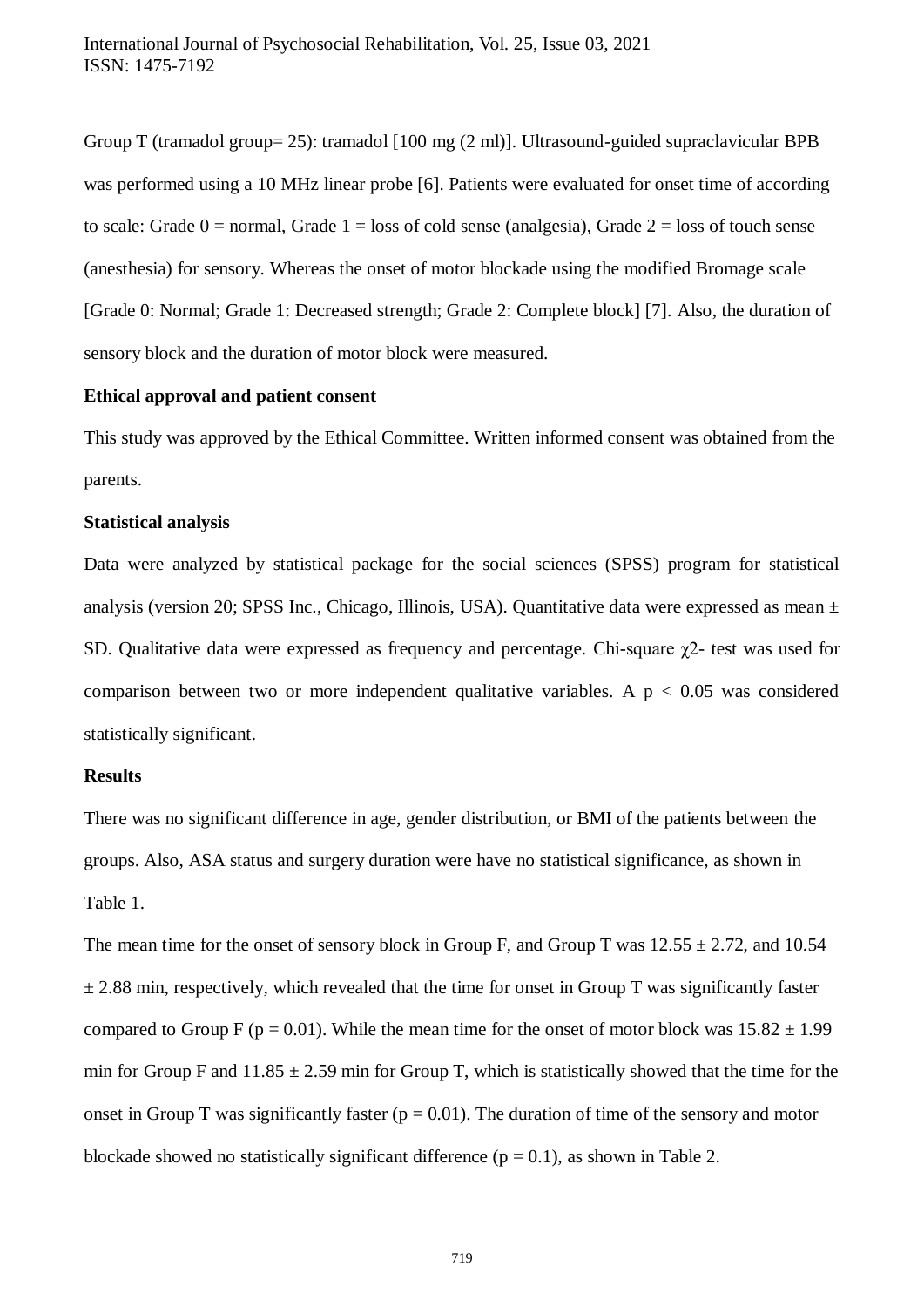Group T (tramadol group= 25): tramadol [100 mg (2 ml)]. Ultrasound-guided supraclavicular BPB was performed using a 10 MHz linear probe [6]. Patients were evaluated for onset time of according to scale: Grade 0 = normal, Grade 1 = loss of cold sense (analgesia), Grade 2 = loss of touch sense (anesthesia) for sensory. Whereas the onset of motor blockade using the modified Bromage scale [Grade 0: Normal; Grade 1: Decreased strength; Grade 2: Complete block] [7]. Also, the duration of sensory block and the duration of motor block were measured.

**Ethical approval and patient consent**

This study was approved by the Ethical Committee. Written informed consent was obtained from the parents.

**Statistical analysis**

Data were analyzed by statistical package for the social sciences (SPSS) program for statistical analysis (version 20; SPSS Inc., Chicago, Illinois, USA). Quantitative data were expressed as mean ± SD. Qualitative data were expressed as frequency and percentage. Chi-square $\chi^2$- test was used for comparison between two or more independent qualitative variables. A $p < 0.05$ was considered statistically significant.

**Results**

There was no significant difference in age, gender distribution, or BMI of the patients between the groups. Also, ASA status and surgery duration were have no statistical significance, as shown in Table 1.

The mean time for the onset of sensory block in Group F, and Group T was 12.55 ± 2.72, and 10.54 ± 2.88 min, respectively, which revealed that the time for onset in Group T was significantly faster compared to Group F ($p = 0.01$). While the mean time for the onset of motor block was 15.82 ± 1.99 min for Group F and 11.85 ± 2.59 min for Group T, which is statistically showed that the time for the onset in Group T was significantly faster ($p = 0.01$). The duration of time of the sensory and motor blockade showed no statistically significant difference ($p = 0.1$), as shown in Table 2.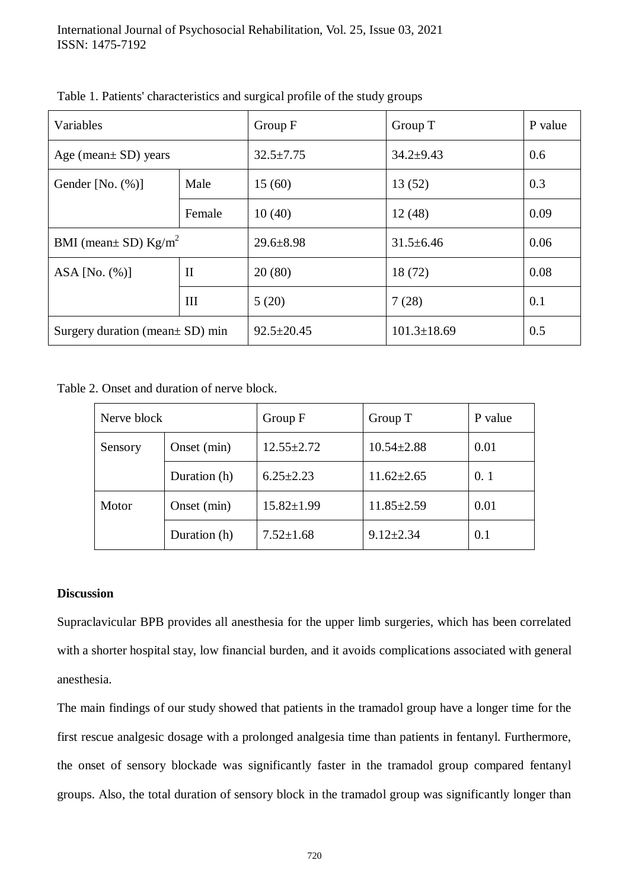Table 1. Patients' characteristics and surgical profile of the study groups

| Variables | | Group F | Group T | P value |
|---|---|---|---|---|
| Age (mean± SD) years | | 32.5±7.75 | 34.2±9.43 | 0.6 |
| Gender [No. (%)] | Male | 15 (60) | 13 (52) | 0.3 |
| | Female | 10 (40) | 12 (48) | 0.09 |
| BMI (mean± SD) $Kg/m^2$ | | 29.6±8.98 | 31.5±6.46 | 0.06 |
| ASA [No. (%)] | II | 20 (80) | 18 (72) | 0.08 |
| | III | 5 (20) | 7 (28) | 0.1 |
| Surgery duration (mean± SD) min | | 92.5±20.45 | 101.3±18.69 | 0.5 |

Table 2. Onset and duration of nerve block.

| Nerve block | | Group F | Group T | P value |
|---|---|---|---|---|
| Sensory | Onset (min) | 12.55±2.72 | 10.54±2.88 | 0.01 |
| | Duration (h) | 6.25±2.23 | 11.62±2.65 | 0. 1 |
| Motor | Onset (min) | 15.82±1.99 | 11.85±2.59 | 0.01 |
| | Duration (h) | 7.52±1.68 | 9.12±2.34 | 0.1 |

**Discussion**

Supraclavicular BPB provides all anesthesia for the upper limb surgeries, which has been correlated with a shorter hospital stay, low financial burden, and it avoids complications associated with general anesthesia.

The main findings of our study showed that patients in the tramadol group have a longer time for the first rescue analgesic dosage with a prolonged analgesia time than patients in fentanyl. Furthermore, the onset of sensory blockade was significantly faster in the tramadol group compared fentanyl groups. Also, the total duration of sensory block in the tramadol group was significantly longer than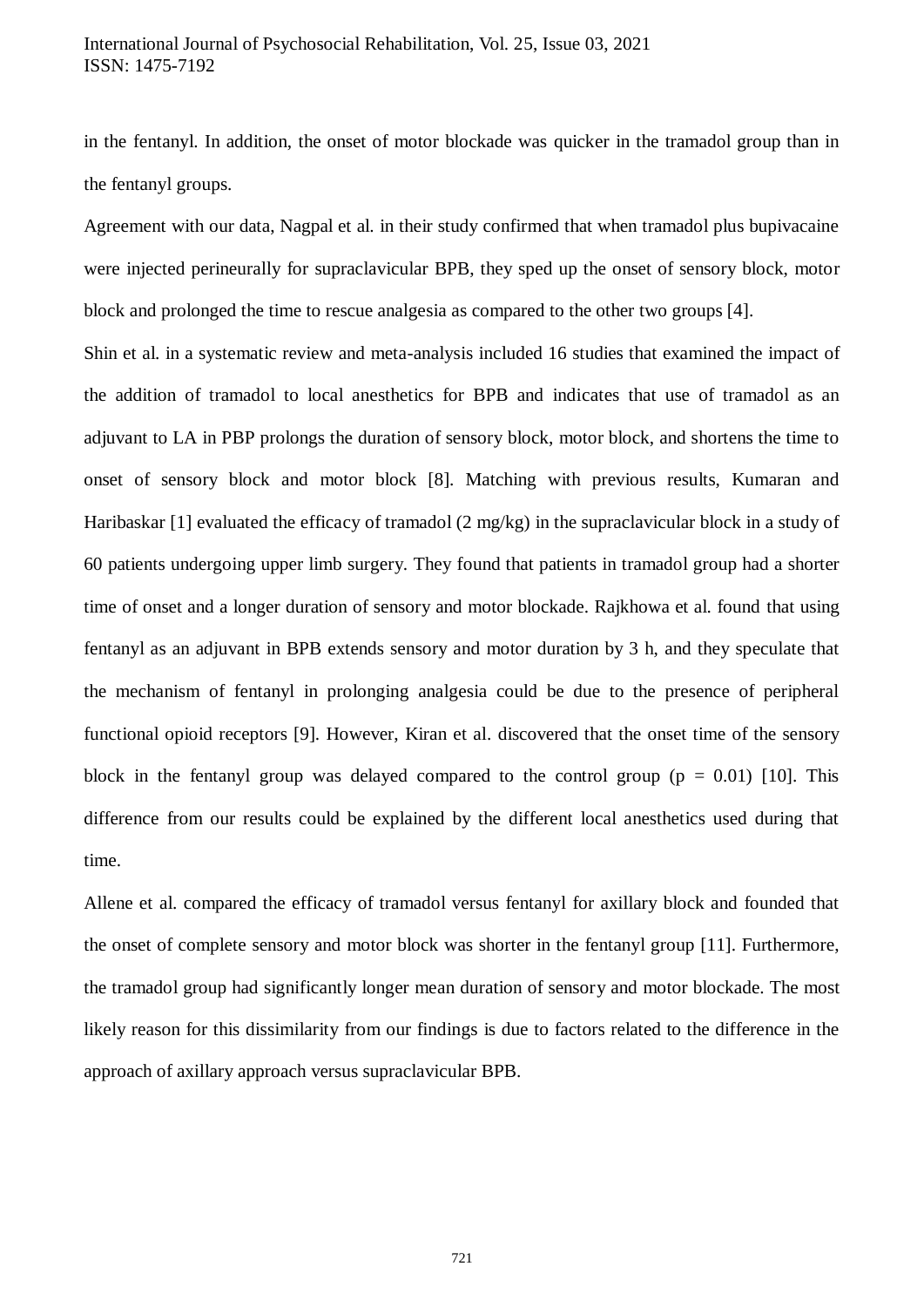in the fentanyl. In addition, the onset of motor blockade was quicker in the tramadol group than in the fentanyl groups.

Agreement with our data, Nagpal et al. in their study confirmed that when tramadol plus bupivacaine were injected perineurally for supraclavicular BPB, they sped up the onset of sensory block, motor block and prolonged the time to rescue analgesia as compared to the other two groups [4].

Shin et al. in a systematic review and meta-analysis included 16 studies that examined the impact of the addition of tramadol to local anesthetics for BPB and indicates that use of tramadol as an adjuvant to LA in PBP prolongs the duration of sensory block, motor block, and shortens the time to onset of sensory block and motor block [8]. Matching with previous results, Kumaran and Haribaskar [1] evaluated the efficacy of tramadol (2 mg/kg) in the supraclavicular block in a study of 60 patients undergoing upper limb surgery. They found that patients in tramadol group had a shorter time of onset and a longer duration of sensory and motor blockade. Rajkhowa et al. found that using fentanyl as an adjuvant in BPB extends sensory and motor duration by 3 h, and they speculate that the mechanism of fentanyl in prolonging analgesia could be due to the presence of peripheral functional opioid receptors [9]. However, Kiran et al. discovered that the onset time of the sensory block in the fentanyl group was delayed compared to the control group ($p = 0.01$) [10]. This difference from our results could be explained by the different local anesthetics used during that time.

Allene et al. compared the efficacy of tramadol versus fentanyl for axillary block and founded that the onset of complete sensory and motor block was shorter in the fentanyl group [11]. Furthermore, the tramadol group had significantly longer mean duration of sensory and motor blockade. The most likely reason for this dissimilarity from our findings is due to factors related to the difference in the approach of axillary approach versus supraclavicular BPB.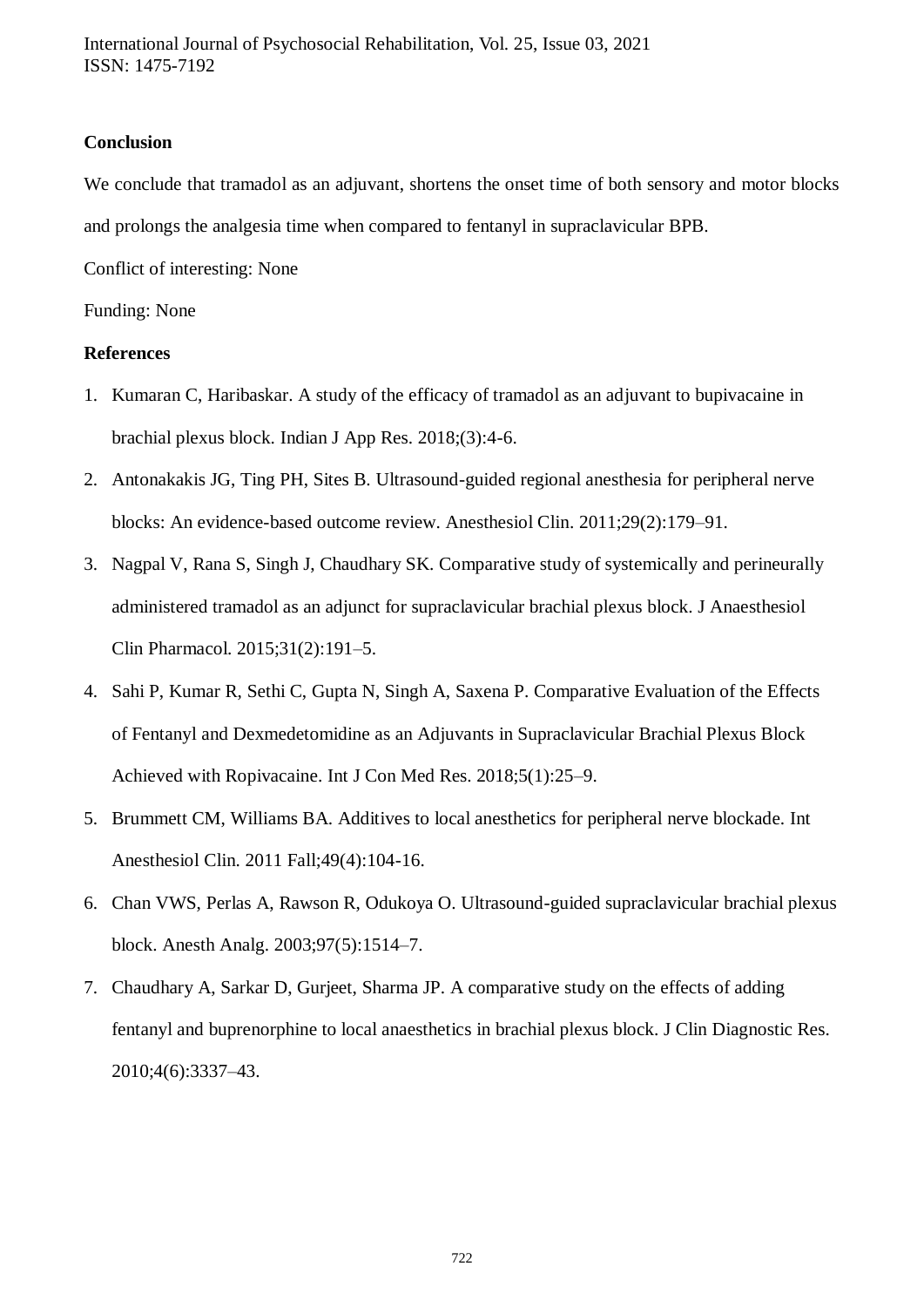## Conclusion

We conclude that tramadol as an adjuvant, shortens the onset time of both sensory and motor blocks and prolongs the analgesia time when compared to fentanyl in supraclavicular BPB.

Conflict of interesting: None

Funding: None

## References

1. Kumaran C, Haribaskar. A study of the efficacy of tramadol as an adjuvant to bupivacaine in brachial plexus block. Indian J App Res. 2018;(3):4-6.
2. Antonakakis JG, Ting PH, Sites B. Ultrasound-guided regional anesthesia for peripheral nerve blocks: An evidence-based outcome review. Anesthesiol Clin. 2011;29(2):179–91.
3. Nagpal V, Rana S, Singh J, Chaudhary SK. Comparative study of systemically and perineurally administered tramadol as an adjunct for supraclavicular brachial plexus block. J Anaesthesiol Clin Pharmacol. 2015;31(2):191–5.
4. Sahi P, Kumar R, Sethi C, Gupta N, Singh A, Saxena P. Comparative Evaluation of the Effects of Fentanyl and Dexmedetomidine as an Adjuvants in Supraclavicular Brachial Plexus Block Achieved with Ropivacaine. Int J Con Med Res. 2018;5(1):25–9.
5. Brummett CM, Williams BA. Additives to local anesthetics for peripheral nerve blockade. Int Anesthesiol Clin. 2011 Fall;49(4):104-16.
6. Chan VWS, Perlas A, Rawson R, Odukoya O. Ultrasound-guided supraclavicular brachial plexus block. Anesth Analg. 2003;97(5):1514–7.
7. Chaudhary A, Sarkar D, Gurjeet, Sharma JP. A comparative study on the effects of adding fentanyl and buprenorphine to local anaesthetics in brachial plexus block. J Clin Diagnostic Res. 2010;4(6):3337–43.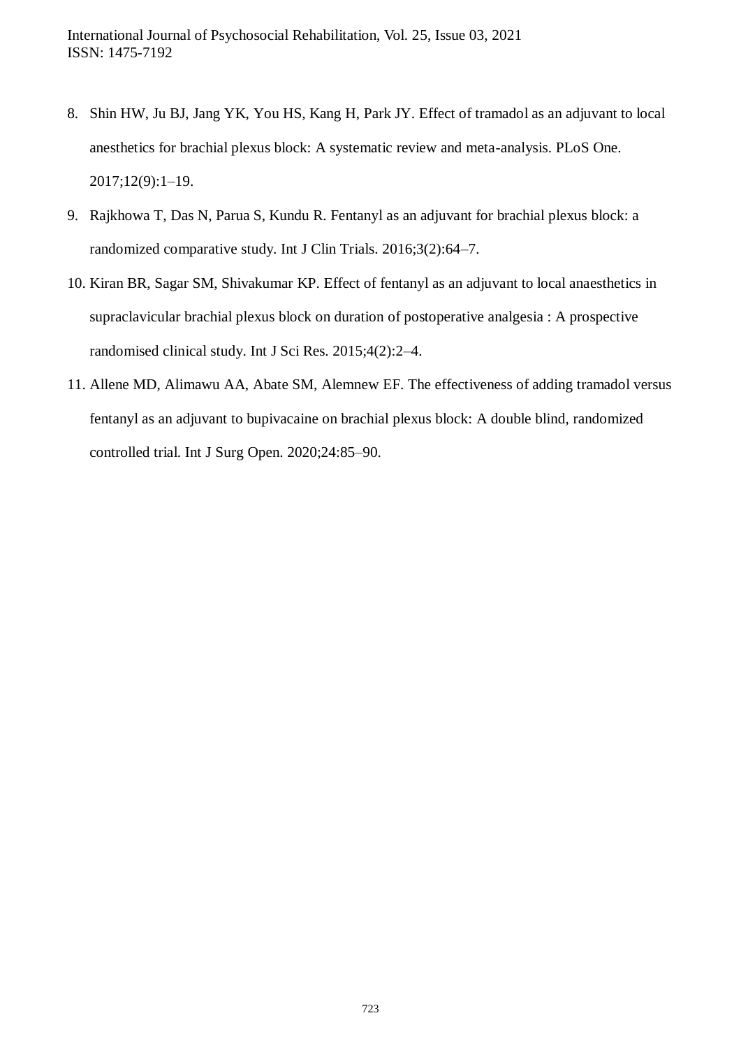8. Shin HW, Ju BJ, Jang YK, You HS, Kang H, Park JY. Effect of tramadol as an adjuvant to local anesthetics for brachial plexus block: A systematic review and meta-analysis. PLoS One. 2017;12(9):1–19.
9. Rajkhowa T, Das N, Parua S, Kundu R. Fentanyl as an adjuvant for brachial plexus block: a randomized comparative study. Int J Clin Trials. 2016;3(2):64–7.
10. Kiran BR, Sagar SM, Shivakumar KP. Effect of fentanyl as an adjuvant to local anaesthetics in supraclavicular brachial plexus block on duration of postoperative analgesia : A prospective randomised clinical study. Int J Sci Res. 2015;4(2):2–4.
11. Allene MD, Alimawu AA, Abate SM, Alemnew EF. The effectiveness of adding tramadol versus fentanyl as an adjuvant to bupivacaine on brachial plexus block: A double blind, randomized controlled trial. Int J Surg Open. 2020;24:85–90.